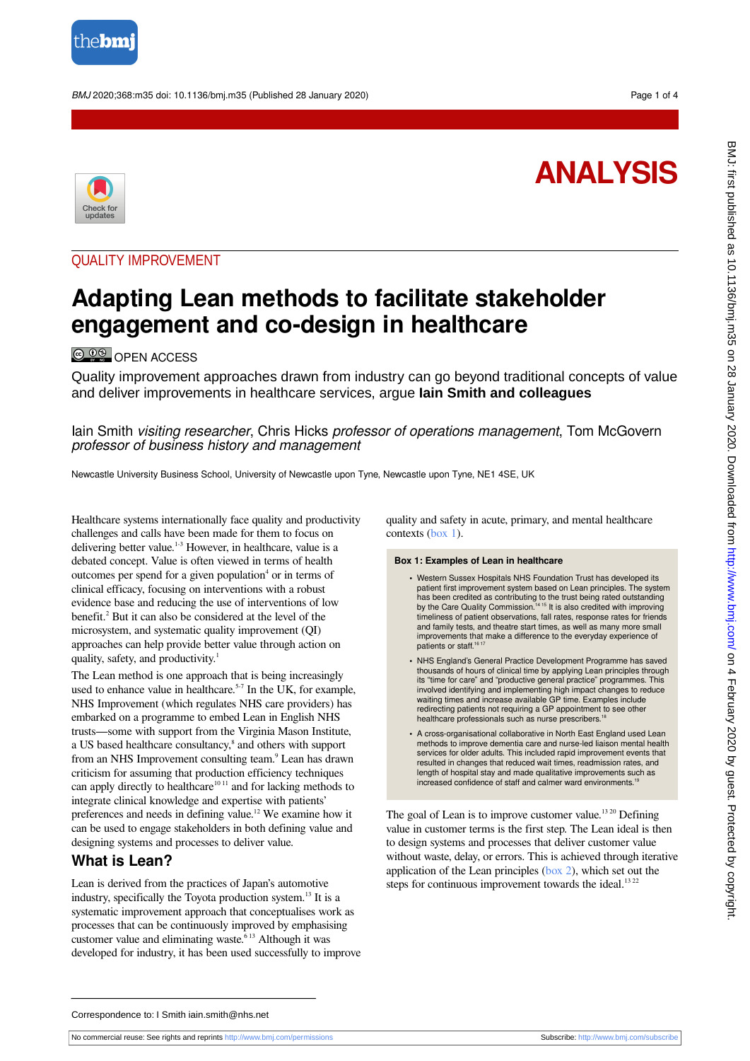ANALYSIS

QUALITY IMPROVEMENT

# Adapting Lean methods to facilitate stakeholder engagement and co-design in healthcare

OPEN ACCESS

Quality improvement approaches drawn from industry can go beyond traditional concepts of value and deliver improvements in healthcare services, argue **Iain Smith and colleagues**

Iain Smith *visiting researcher*, Chris Hicks *professor of operations management*, Tom McGovern *professor of business history and management*

Newcastle University Business School, University of Newcastle upon Tyne, Newcastle upon Tyne, NE1 4SE, UK

Healthcare systems internationally face quality and productivity challenges and calls have been made for them to focus on delivering better value.[1-3] However, in healthcare, value is a debated concept. Value is often viewed in terms of health outcomes per spend for a given population[4] or in terms of clinical efficacy, focusing on interventions with a robust evidence base and reducing the use of interventions of low benefit.[2] But it can also be considered at the level of the microsystem, and systematic quality improvement (QI) approaches can help provide better value through action on quality, safety, and productivity.[1]

The Lean method is one approach that is being increasingly used to enhance value in healthcare.[5-7] In the UK, for example, NHS Improvement (which regulates NHS care providers) has embarked on a programme to embed Lean in English NHS trusts—some with support from the Virginia Mason Institute, a US based healthcare consultancy,[8] and others with support from an NHS Improvement consulting team.[9] Lean has drawn criticism for assuming that production efficiency techniques can apply directly to healthcare[10,11] and for lacking methods to integrate clinical knowledge and expertise with patients' preferences and needs in defining value.[12] We examine how it can be used to engage stakeholders in both defining value and designing systems and processes to deliver value.

## What is Lean?

Lean is derived from the practices of Japan's automotive industry, specifically the Toyota production system.[13] It is a systematic improvement approach that conceptualises work as processes that can be continuously improved by emphasising customer value and eliminating waste.[6,13] Although it was developed for industry, it has been used successfully to improve quality and safety in acute, primary, and mental healthcare contexts (box 1).

**Box 1: Examples of Lean in healthcare**

- Western Sussex Hospitals NHS Foundation Trust has developed its patient first improvement system based on Lean principles. The system has been credited as contributing to the trust being rated outstanding by the Care Quality Commission.[14,15] It is also credited with improving timeliness of patient observations, fall rates, response rates for friends and family tests, and theatre start times, as well as many more small improvements that make a difference to the everyday experience of patients or staff.[16,17]
- NHS England's General Practice Development Programme has saved thousands of hours of clinical time by applying Lean principles through its "time for care" and "productive general practice" programmes. This involved identifying and implementing high impact changes to reduce waiting times and increase available GP time. Examples include redirecting patients not requiring a GP appointment to see other healthcare professionals such as nurse prescribers.[18]
- A cross-organisational collaborative in North East England used Lean methods to improve dementia care and nurse-led liaison mental health services for older adults. This included rapid improvement events that resulted in changes that reduced wait times, readmission rates, and length of hospital stay and made qualitative improvements such as increased confidence of staff and calmer ward environments.[19]

The goal of Lean is to improve customer value.[13,20] Defining value in customer terms is the first step. The Lean ideal is then to design systems and processes that deliver customer value without waste, delay, or errors. This is achieved through iterative application of the Lean principles (box 2), which set out the steps for continuous improvement towards the ideal.[13,22]

Correspondence to: I Smith iain.smith@nhs.net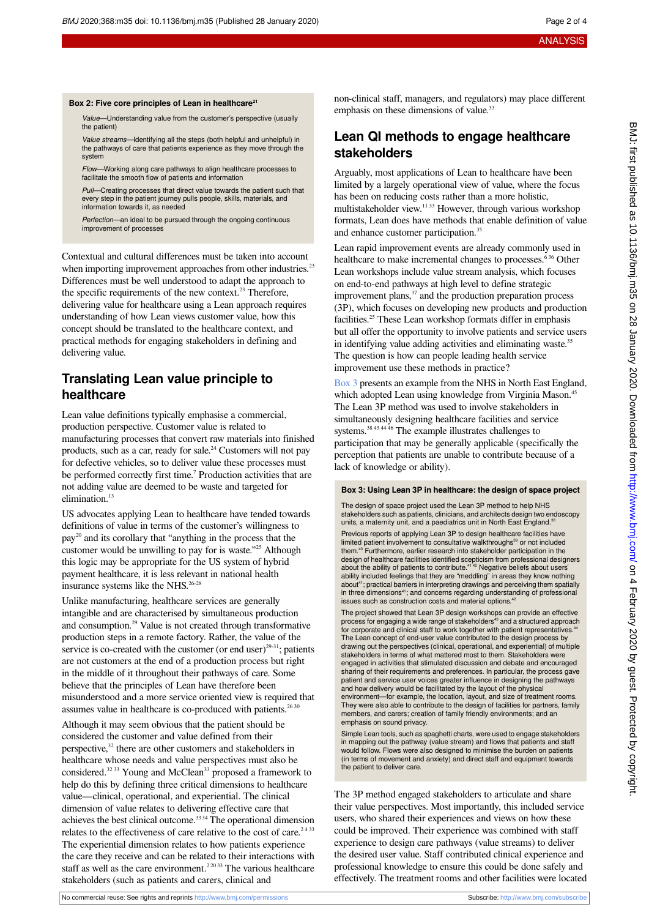**Box 2: Five core principles of Lean in healthcare[21]**

*Value*—Understanding value from the customer's perspective (usually the patient)

*Value streams*—Identifying all the steps (both helpful and unhelpful) in the pathways of care that patients experience as they move through the system

*Flow*—Working along care pathways to align healthcare processes to facilitate the smooth flow of patients and information

*Pull*—Creating processes that direct value towards the patient such that every step in the patient journey pulls people, skills, materials, and information towards it, as needed

*Perfection*—an ideal to be pursued through the ongoing continuous improvement of processes

Contextual and cultural differences must be taken into account when importing improvement approaches from other industries.[23] Differences must be well understood to adapt the approach to the specific requirements of the new context.[23] Therefore, delivering value for healthcare using a Lean approach requires understanding of how Lean views customer value, how this concept should be translated to the healthcare context, and practical methods for engaging stakeholders in defining and delivering value.

## Translating Lean value principle to healthcare

Lean value definitions typically emphasise a commercial, production perspective. Customer value is related to manufacturing processes that convert raw materials into finished products, such as a car, ready for sale.[24] Customers will not pay for defective vehicles, so to deliver value these processes must be performed correctly first time.[7] Production activities that are not adding value are deemed to be waste and targeted for elimination.[13]

US advocates applying Lean to healthcare have tended towards definitions of value in terms of the customer's willingness to pay[20] and its corollary that "anything in the process that the customer would be unwilling to pay for is waste."[25] Although this logic may be appropriate for the US system of hybrid payment healthcare, it is less relevant in national health insurance systems like the NHS.[26-28]

Unlike manufacturing, healthcare services are generally intangible and are characterised by simultaneous production and consumption.[29] Value is not created through transformative production steps in a remote factory. Rather, the value of the service is co-created with the customer (or end user)[29-31]; patients are not customers at the end of a production process but right in the middle of it throughout their pathways of care. Some believe that the principles of Lean have therefore been misunderstood and a more service oriented view is required that assumes value in healthcare is co-produced with patients.[26,30]

Although it may seem obvious that the patient should be considered the customer and value defined from their perspective,[32] there are other customers and stakeholders in healthcare whose needs and value perspectives must also be considered.[32,33] Young and McClean[33] proposed a framework to help do this by defining three critical dimensions to healthcare value—clinical, operational, and experiential. The clinical dimension of value relates to delivering effective care that achieves the best clinical outcome.[33,34] The operational dimension relates to the effectiveness of care relative to the cost of care.[2,4,33] The experiential dimension relates to how patients experience the care they receive and can be related to their interactions with staff as well as the care environment.[2,20,33] The various healthcare stakeholders (such as patients and carers, clinical and non-clinical staff, managers, and regulators) may place different emphasis on these dimensions of value.[33]

## Lean QI methods to engage healthcare stakeholders

Arguably, most applications of Lean to healthcare have been limited by a largely operational view of value, where the focus has been on reducing costs rather than a more holistic, multistakeholder view.[11,33] However, through various workshop formats, Lean does have methods that enable definition of value and enhance customer participation.[35]

Lean rapid improvement events are already commonly used in healthcare to make incremental changes to processes.[6,36] Other Lean workshops include value stream analysis, which focuses on end-to-end pathways at high level to define strategic improvement plans,[37] and the production preparation process (3P), which focuses on developing new products and production facilities.[25] These Lean workshop formats differ in emphasis but all offer the opportunity to involve patients and service users in identifying value adding activities and eliminating waste.[35] The question is how can people leading health service improvement use these methods in practice?

Box 3 presents an example from the NHS in North East England, which adopted Lean using knowledge from Virginia Mason.[45] The Lean 3P method was used to involve stakeholders in simultaneously designing healthcare facilities and service systems.[38,43,44,46] The example illustrates challenges to participation that may be generally applicable (specifically the perception that patients are unable to contribute because of a lack of knowledge or ability).

**Box 3: Using Lean 3P in healthcare: the design of space project**

The design of space project used the Lean 3P method to help NHS stakeholders such as patients, clinicians, and architects design two endoscopy units, a maternity unit, and a paediatrics unit in North East England.[38]

Previous reports of applying Lean 3P to design healthcare facilities have limited patient involvement to consultative walkthroughs[39] or not included them.[40] Furthermore, earlier research into stakeholder participation in the design of healthcare facilities identified scepticism from professional designers about the ability of patients to contribute.[41,42] Negative beliefs about users' ability included feelings that they are "meddling" in areas they know nothing about[41]; practical barriers in interpreting drawings and perceiving them spatially in three dimensions[41]; and concerns regarding understanding of professional issues such as construction costs and material options.[42]

The project showed that Lean 3P design workshops can provide an effective process for engaging a wide range of stakeholders[43] and a structured approach for corporate and clinical staff to work together with patient representatives.[44] The Lean concept of end-user value contributed to the design process by drawing out the perspectives (clinical, operational, and experiential) of multiple stakeholders in terms of what mattered most to them. Stakeholders were engaged in activities that stimulated discussion and debate and encouraged sharing of their requirements and preferences. In particular, the process gave patient and service user voices greater influence in designing the pathways and how delivery would be facilitated by the layout of the physical environment—for example, the location, layout, and size of treatment rooms. They were also able to contribute to the design of facilities for partners, family members, and carers; creation of family friendly environments; and an emphasis on sound privacy.

Simple Lean tools, such as spaghetti charts, were used to engage stakeholders in mapping out the pathway (value stream) and flows that patients and staff would follow. Flows were also designed to minimise the burden on patients (in terms of movement and anxiety) and direct staff and equipment towards the patient to deliver care.

The 3P method engaged stakeholders to articulate and share their value perspectives. Most importantly, this included service users, who shared their experiences and views on how these could be improved. Their experience was combined with staff experience to design care pathways (value streams) to deliver the desired user value. Staff contributed clinical experience and professional knowledge to ensure this could be done safely and effectively. The treatment rooms and other facilities were located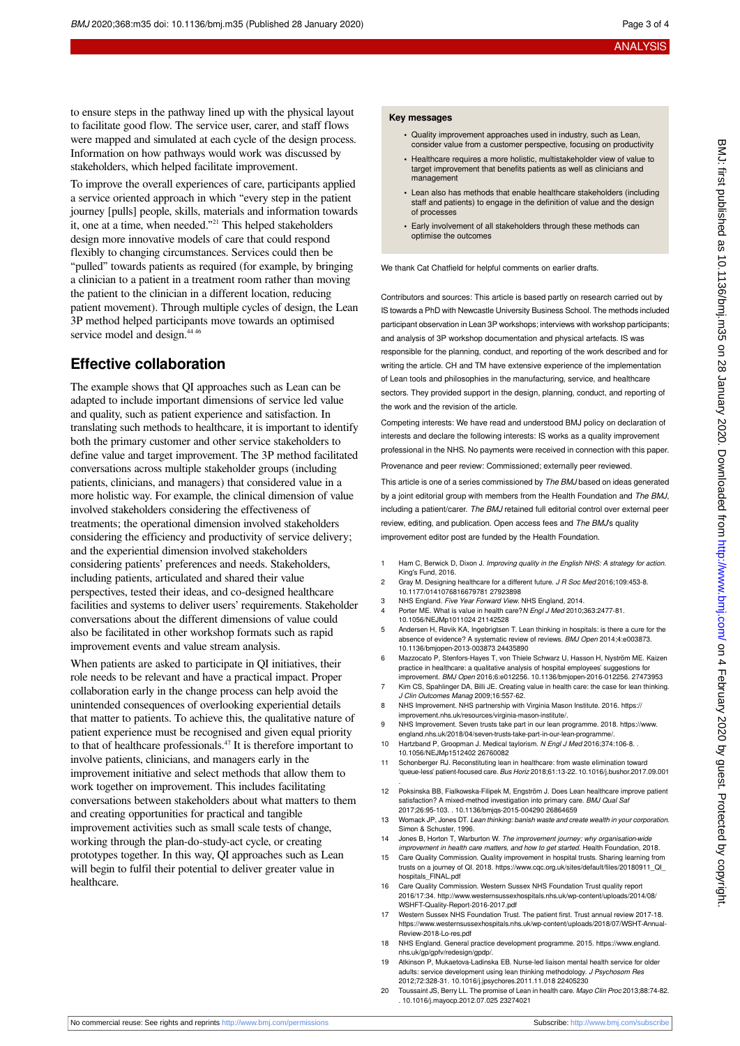to ensure steps in the pathway lined up with the physical layout to facilitate good flow. The service user, carer, and staff flows were mapped and simulated at each cycle of the design process. Information on how pathways would work was discussed by stakeholders, which helped facilitate improvement.

To improve the overall experiences of care, participants applied a service oriented approach in which "every step in the patient journey [pulls] people, skills, materials and information towards it, one at a time, when needed."[21] This helped stakeholders design more innovative models of care that could respond flexibly to changing circumstances. Services could then be "pulled" towards patients as required (for example, by bringing a clinician to a patient in a treatment room rather than moving the patient to the clinician in a different location, reducing patient movement). Through multiple cycles of design, the Lean 3P method helped participants move towards an optimised service model and design.[44 46]

## Effective collaboration

The example shows that QI approaches such as Lean can be adapted to include important dimensions of service led value and quality, such as patient experience and satisfaction. In translating such methods to healthcare, it is important to identify both the primary customer and other service stakeholders to define value and target improvement. The 3P method facilitated conversations across multiple stakeholder groups (including patients, clinicians, and managers) that considered value in a more holistic way. For example, the clinical dimension of value involved stakeholders considering the effectiveness of treatments; the operational dimension involved stakeholders considering the efficiency and productivity of service delivery; and the experiential dimension involved stakeholders considering patients' preferences and needs. Stakeholders, including patients, articulated and shared their value perspectives, tested their ideas, and co-designed healthcare facilities and systems to deliver users' requirements. Stakeholder conversations about the different dimensions of value could also be facilitated in other workshop formats such as rapid improvement events and value stream analysis.

When patients are asked to participate in QI initiatives, their role needs to be relevant and have a practical impact. Proper collaboration early in the change process can help avoid the unintended consequences of overlooking experiential details that matter to patients. To achieve this, the qualitative nature of patient experience must be recognised and given equal priority to that of healthcare professionals.[47] It is therefore important to involve patients, clinicians, and managers early in the improvement initiative and select methods that allow them to work together on improvement. This includes facilitating conversations between stakeholders about what matters to them and creating opportunities for practical and tangible improvement activities such as small scale tests of change, working through the plan-do-study-act cycle, or creating prototypes together. In this way, QI approaches such as Lean will begin to fulfil their potential to deliver greater value in healthcare.

**Key messages**

- Quality improvement approaches used in industry, such as Lean, consider value from a customer perspective, focusing on productivity
- Healthcare requires a more holistic, multistakeholder view of value to target improvement that benefits patients as well as clinicians and management
- Lean also has methods that enable healthcare stakeholders (including staff and patients) to engage in the definition of value and the design of processes
- Early involvement of all stakeholders through these methods can optimise the outcomes

We thank Cat Chatfield for helpful comments on earlier drafts.

Contributors and sources: This article is based partly on research carried out by IS towards a PhD with Newcastle University Business School. The methods included participant observation in Lean 3P workshops; interviews with workshop participants; and analysis of 3P workshop documentation and physical artefacts. IS was responsible for the planning, conduct, and reporting of the work described and for writing the article. CH and TM have extensive experience of the implementation of Lean tools and philosophies in the manufacturing, service, and healthcare sectors. They provided support in the design, planning, conduct, and reporting of the work and the revision of the article.

Competing interests: We have read and understood BMJ policy on declaration of interests and declare the following interests: IS works as a quality improvement professional in the NHS. No payments were received in connection with this paper.

Provenance and peer review: Commissioned; externally peer reviewed.

This article is one of a series commissioned by *The BMJ* based on ideas generated by a joint editorial group with members from the Health Foundation and *The BMJ*, including a patient/carer. *The BMJ* retained full editorial control over external peer review, editing, and publication. Open access fees and *The BMJ*'s quality improvement editor post are funded by the Health Foundation.

1. Ham C, Berwick D, Dixon J. *Improving quality in the English NHS: A strategy for action.* King's Fund, 2016.
2. Gray M. Designing healthcare for a different future. *J R Soc Med* 2016;109:453-8. 10.1177/0141076816679781 27923898
3. NHS England. *Five Year Forward View.* NHS England, 2014.
4. Porter ME. What is value in health care? *N Engl J Med* 2010;363:2477-81. 10.1056/NEJMp1011024 21142528
5. Andersen H, Røvik KA, Ingebrigtsen T. Lean thinking in hospitals: is there a cure for the absence of evidence? A systematic review of reviews. *BMJ Open* 2014;4:e003873. 10.1136/bmjopen-2013-003873 24435890
6. Mazzocato P, Stenfors-Hayes T, von Thiele Schwarz U, Hasson H, Nyström ME. Kaizen practice in healthcare: a qualitative analysis of hospital employees' suggestions for improvement. *BMJ Open* 2016;6:e012256. 10.1136/bmjopen-2016-012256. 27473953
7. Kim CS, Spahlinger DA, Billi JE. Creating value in health care: the case for lean thinking. *J Clin Outcomes Manag* 2009;16:557-62.
8. NHS Improvement. NHS partnership with Virginia Mason Institute. 2016. https://improvement.nhs.uk/resources/virginia-mason-institute/.
9. NHS Improvement. Seven trusts take part in our lean programme. 2018. https://www.england.nhs.uk/2018/04/seven-trusts-take-part-in-our-lean-programme/.
10. Hartzband P, Groopman J. Medical taylorism. *N Engl J Med* 2016;374:106-8. . 10.1056/NEJMp1512402 26760082
11. Schonberger RJ. Reconstituting lean in healthcare: from waste elimination toward 'queue-less' patient-focused care. *Bus Horiz* 2018;61:13-22. 10.1016/j.bushor.2017.09.001 .
12. Poksinska BB, Fialkowska-Filipek M, Engström J. Does Lean healthcare improve patient satisfaction? A mixed-method investigation into primary care. *BMJ Qual Saf* 2017;26:95-103. . 10.1136/bmjqs-2015-004290 26864659
13. Womack JP, Jones DT. *Lean thinking: banish waste and create wealth in your corporation.* Simon & Schuster, 1996.
14. Jones B, Horton T, Warburton W. *The improvement journey: why organisation-wide improvement in health care matters, and how to get started.* Health Foundation, 2018.
15. Care Quality Commission. Quality improvement in hospital trusts. Sharing learning from trusts on a journey of QI. 2018. https://www.cqc.org.uk/sites/default/files/20180911_QI_hospitals_FINAL.pdf
16. Care Quality Commission. Western Sussex NHS Foundation Trust quality report 2016/17:34. http://www.westernsussexhospitals.nhs.uk/wp-content/uploads/2014/08/WSHFT-Quality-Report-2016-2017.pdf
17. Western Sussex NHS Foundation Trust. The patient first. Trust annual review 2017-18. https://www.westernsussexhospitals.nhs.uk/wp-content/uploads/2018/07/WSHT-Annual-Review-2018-Lo-res.pdf
18. NHS England. General practice development programme. 2015. https://www.england.nhs.uk/gp/gpfv/redesign/gpdp/.
19. Atkinson P, Mukaetova-Ladinska EB. Nurse-led liaison mental health service for older adults: service development using lean thinking methodology. *J Psychosom Res* 2012;72:328-31. 10.1016/j.jpsychores.2011.11.018 22405230
20. Toussaint JS, Berry LL. The promise of Lean in health care. *Mayo Clin Proc* 2013;88:74-82. . 10.1016/j.mayocp.2012.07.025 23274021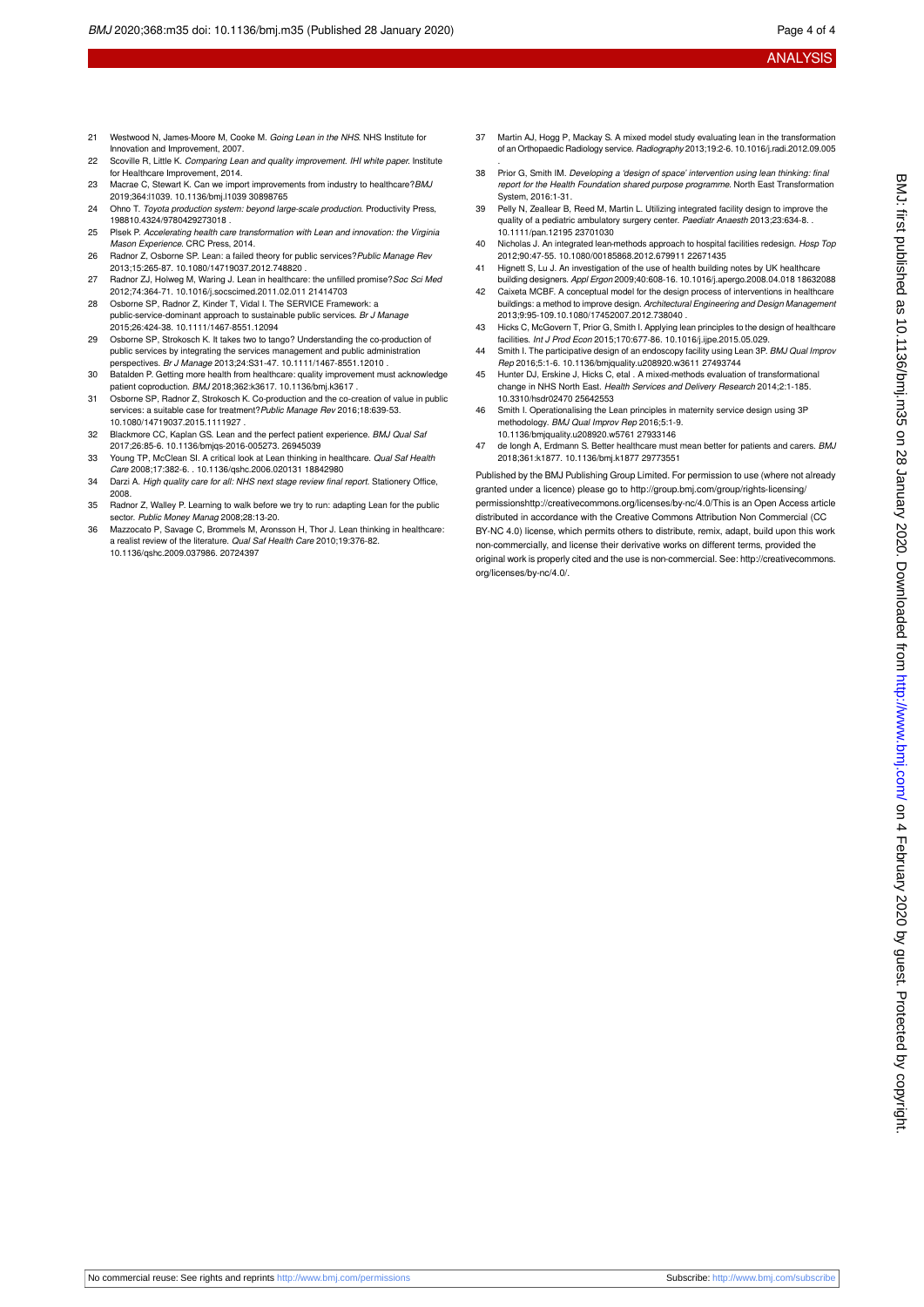21 Westwood N, James-Moore M, Cooke M. *Going Lean in the NHS*. NHS Institute for Innovation and Improvement, 2007.

22 Scoville R, Little K. *Comparing Lean and quality improvement. IHI white paper*. Institute for Healthcare Improvement, 2014.

23 Macrae C, Stewart K. Can we import improvements from industry to healthcare?*BMJ* 2019;364:l1039. 10.1136/bmj.l1039 30898765

24 Ohno T. *Toyota production system: beyond large-scale production*. Productivity Press, 198810.4324/9780429273018 .

25 Plsek P. *Accelerating health care transformation with Lean and innovation: the Virginia Mason Experience*. CRC Press, 2014.

26 Radnor Z, Osborne SP. Lean: a failed theory for public services?*Public Manage Rev* 2013;15:265-87. 10.1080/14719037.2012.748820 .

27 Radnor ZJ, Holweg M, Waring J. Lean in healthcare: the unfilled promise?*Soc Sci Med* 2012;74:364-71. 10.1016/j.socscimed.2011.02.011 21414703

28 Osborne SP, Radnor Z, Kinder T, Vidal I. The SERVICE Framework: a public-service-dominant approach to sustainable public services. *Br J Manage* 2015;26:424-38. 10.1111/1467-8551.12094

29 Osborne SP, Strokosch K. It takes two to tango? Understanding the co-production of public services by integrating the services management and public administration perspectives. *Br J Manage* 2013;24:S31-47. 10.1111/1467-8551.12010 .

30 Batalden P. Getting more health from healthcare: quality improvement must acknowledge patient coproduction. *BMJ* 2018;362:k3617. 10.1136/bmj.k3617 .

31 Osborne SP, Radnor Z, Strokosch K. Co-production and the co-creation of value in public services: a suitable case for treatment?*Public Manage Rev* 2016;18:639-53. 10.1080/14719037.2015.1111927 .

32 Blackmore CC, Kaplan GS. Lean and the perfect patient experience. *BMJ Qual Saf* 2017;26:85-6. 10.1136/bmjqs-2016-005273. 26945039

33 Young TP, McClean SI. A critical look at Lean thinking in healthcare. *Qual Saf Health Care* 2008;17:382-6. . 10.1136/qshc.2006.020131 18842980

34 Darzi A. *High quality care for all: NHS next stage review final report*. Stationery Office, 2008.

35 Radnor Z, Walley P. Learning to walk before we try to run: adapting Lean for the public sector. *Public Money Manag* 2008;28:13-20.

36 Mazzocato P, Savage C, Brommels M, Aronsson H, Thor J. Lean thinking in healthcare: a realist review of the literature. *Qual Saf Health Care* 2010;19:376-82. 10.1136/qshc.2009.037986. 20724397

37 Martin AJ, Hogg P, Mackay S. A mixed model study evaluating lean in the transformation of an Orthopaedic Radiology service. *Radiography* 2013;19:2-6. 10.1016/j.radi.2012.09.005 .

38 Prior G, Smith IM. *Developing a 'design of space' intervention using lean thinking: final report for the Health Foundation shared purpose programme*. North East Transformation System, 2016:1-31.

39 Pelly N, Zeallear B, Reed M, Martin L. Utilizing integrated facility design to improve the quality of a pediatric ambulatory surgery center. *Paediatr Anaesth* 2013;23:634-8. . 10.1111/pan.12195 23701030

40 Nicholas J. An integrated lean-methods approach to hospital facilities redesign. *Hosp Top* 2012;90:47-55. 10.1080/00185868.2012.679911 22671435

41 Hignett S, Lu J. An investigation of the use of health building notes by UK healthcare building designers. *Appl Ergon* 2009;40:608-16. 10.1016/j.apergo.2008.04.018 18632088

42 Caixeta MCBF. A conceptual model for the design process of interventions in healthcare buildings: a method to improve design. *Architectural Engineering and Design Management* 2013;9:95-109.10.1080/17452007.2012.738040 .

43 Hicks C, McGovern T, Prior G, Smith I. Applying lean principles to the design of healthcare facilities. *Int J Prod Econ* 2015;170:677-86. 10.1016/j.ijpe.2015.05.029.

44 Smith I. The participative design of an endoscopy facility using Lean 3P. *BMJ Qual Improv Rep* 2016;5:1-6. 10.1136/bmjquality.u208920.w3611 27493744

45 Hunter DJ, Erskine J, Hicks C, etal . A mixed-methods evaluation of transformational change in NHS North East. *Health Services and Delivery Research* 2014;2:1-185. 10.3310/hsdr02470 25642553

46 Smith I. Operationalising the Lean principles in maternity service design using 3P methodology. *BMJ Qual Improv Rep* 2016;5:1-9. 10.1136/bmjquality.u208920.w5761 27933146

47 de Iongh A, Erdmann S. Better healthcare must mean better for patients and carers. *BMJ* 2018;361:k1877. 10.1136/bmj.k1877 29773551

Published by the BMJ Publishing Group Limited. For permission to use (where not already granted under a licence) please go to http://group.bmj.com/group/rights-licensing/permissionshttp://creativecommons.org/licenses/by-nc/4.0/This is an Open Access article distributed in accordance with the Creative Commons Attribution Non Commercial (CC BY-NC 4.0) license, which permits others to distribute, remix, adapt, build upon this work non-commercially, and license their derivative works on different terms, provided the original work is properly cited and the use is non-commercial. See: http://creativecommons.org/licenses/by-nc/4.0/.